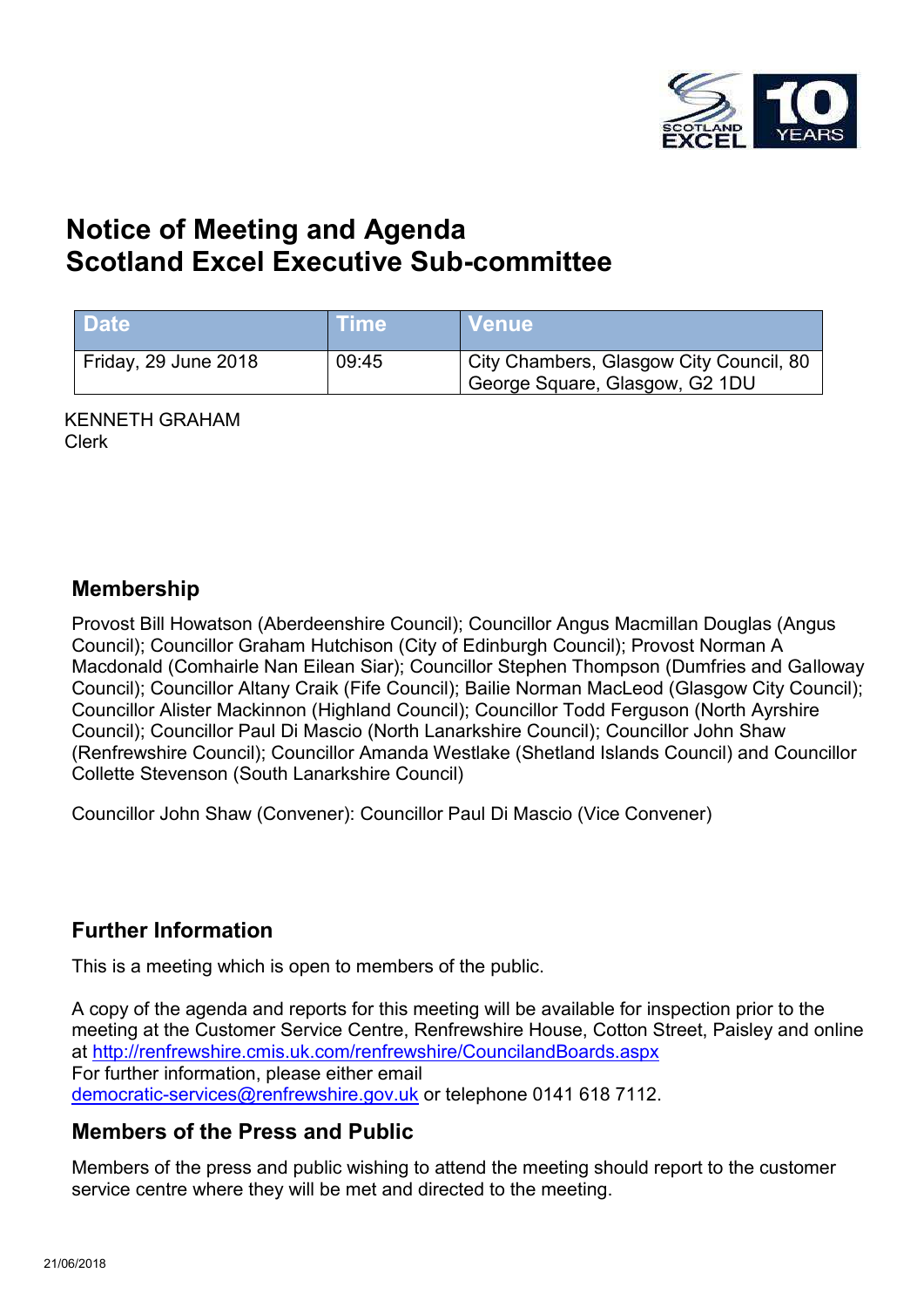# Notice of Meeting and Agenda
# Scotland Excel Executive Sub-committee

| Date | Time | Venue |
| --- | --- | --- |
| Friday, 29 June 2018 | 09:45 | City Chambers, Glasgow City Council, 80 George Square, Glasgow, G2 1DU |

KENNETH GRAHAM
Clerk

## Membership

Provost Bill Howatson (Aberdeenshire Council); Councillor Angus Macmillan Douglas (Angus Council); Councillor Graham Hutchison (City of Edinburgh Council); Provost Norman A Macdonald (Comhairle Nan Eilean Siar); Councillor Stephen Thompson (Dumfries and Galloway Council); Councillor Altany Craik (Fife Council); Bailie Norman MacLeod (Glasgow City Council); Councillor Alister Mackinnon (Highland Council); Councillor Todd Ferguson (North Ayrshire Council); Councillor Paul Di Mascio (North Lanarkshire Council); Councillor John Shaw (Renfrewshire Council); Councillor Amanda Westlake (Shetland Islands Council) and Councillor Collette Stevenson (South Lanarkshire Council)

Councillor John Shaw (Convener): Councillor Paul Di Mascio (Vice Convener)

## Further Information

This is a meeting which is open to members of the public.

A copy of the agenda and reports for this meeting will be available for inspection prior to the meeting at the Customer Service Centre, Renfrewshire House, Cotton Street, Paisley and online at http://renfrewshire.cmis.uk.com/renfrewshire/CouncilandBoards.aspx
For further information, please either email democratic-services@renfrewshire.gov.uk or telephone 0141 618 7112.

## Members of the Press and Public

Members of the press and public wishing to attend the meeting should report to the customer service centre where they will be met and directed to the meeting.

21/06/2018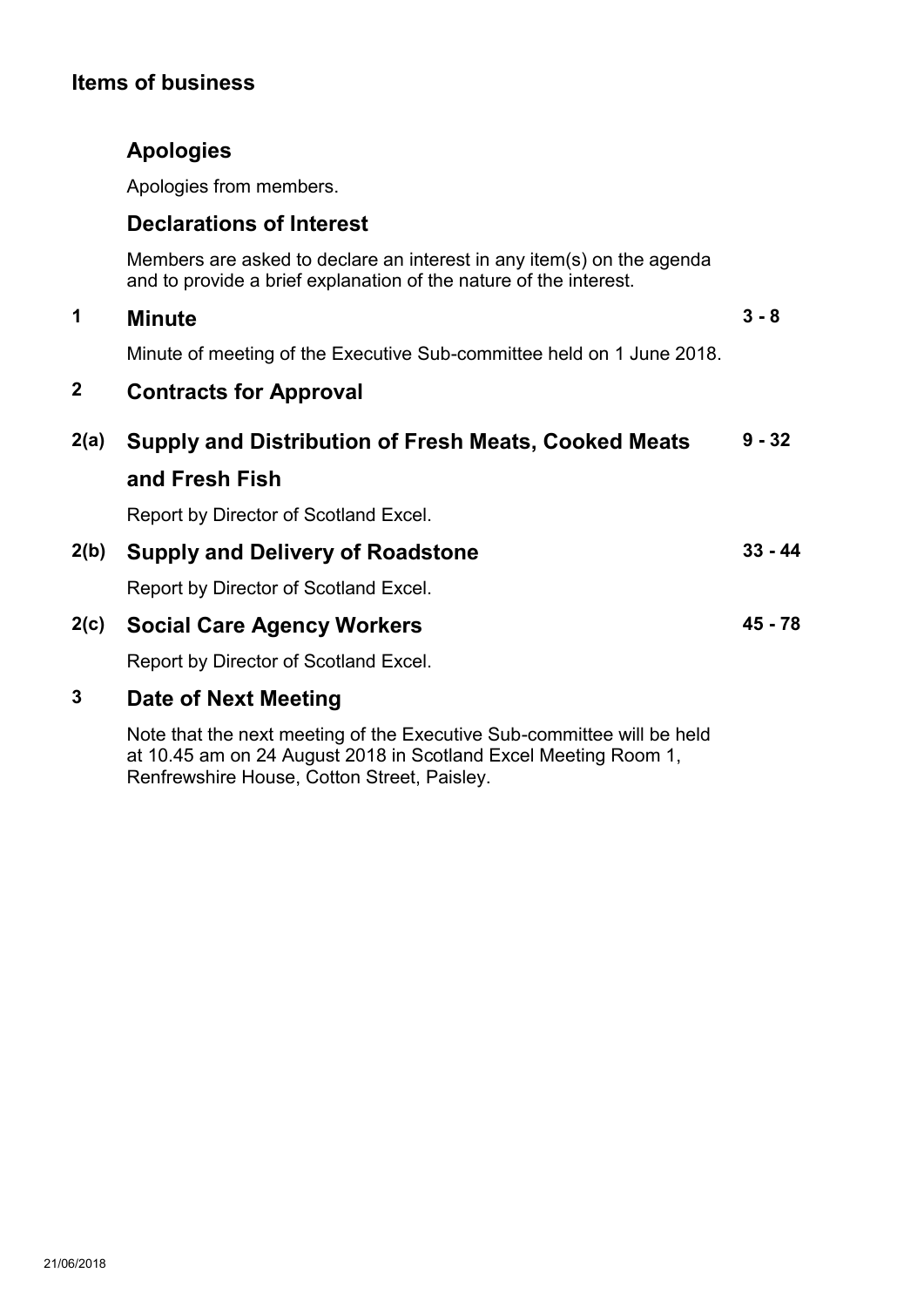## Items of business

### Apologies

Apologies from members.

### Declarations of Interest

Members are asked to declare an interest in any item(s) on the agenda and to provide a brief explanation of the nature of the interest.

| | | |
|---|---|---|
| **1** | **Minute**<br>Minute of meeting of the Executive Sub-committee held on 1 June 2018. | **3 - 8** |
| **2** | **Contracts for Approval** | |
| **2(a)** | **Supply and Distribution of Fresh Meats, Cooked Meats and Fresh Fish**<br>Report by Director of Scotland Excel. | **9 - 32** |
| **2(b)** | **Supply and Delivery of Roadstone**<br>Report by Director of Scotland Excel. | **33 - 44** |
| **2(c)** | **Social Care Agency Workers**<br>Report by Director of Scotland Excel. | **45 - 78** |
| **3** | **Date of Next Meeting**<br>Note that the next meeting of the Executive Sub-committee will be held at 10.45 am on 24 August 2018 in Scotland Excel Meeting Room 1, Renfrewshire House, Cotton Street, Paisley. | |

21/06/2018